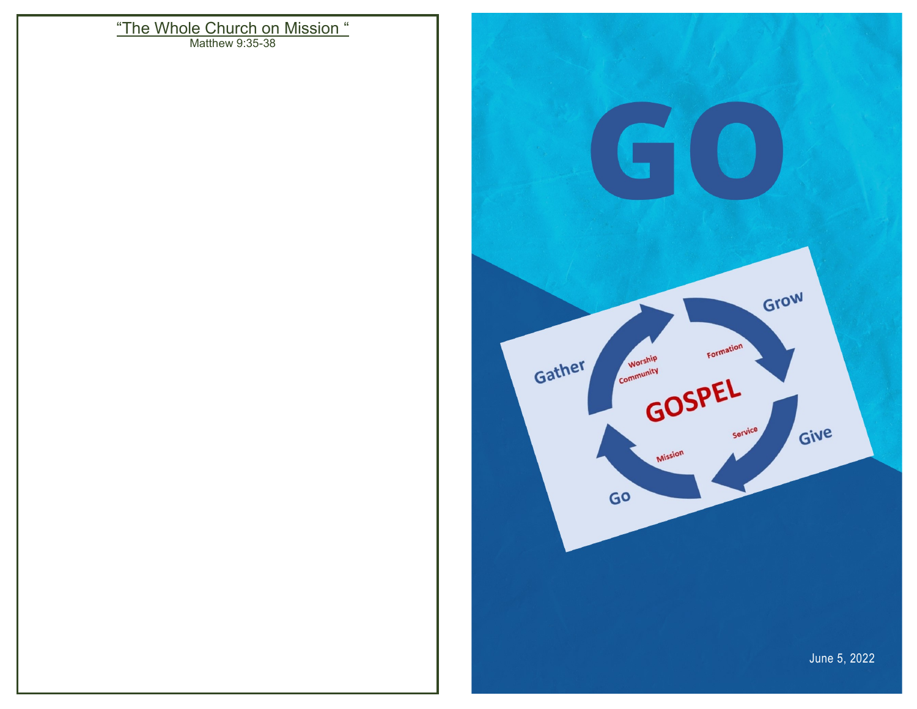"The Whole Church on Mission "

Matthew 9:35-38

# GO

Gather

Worship

Community

Grow

Formation

GOSPEL

Give

Service

Go

Mission

June 5, 2022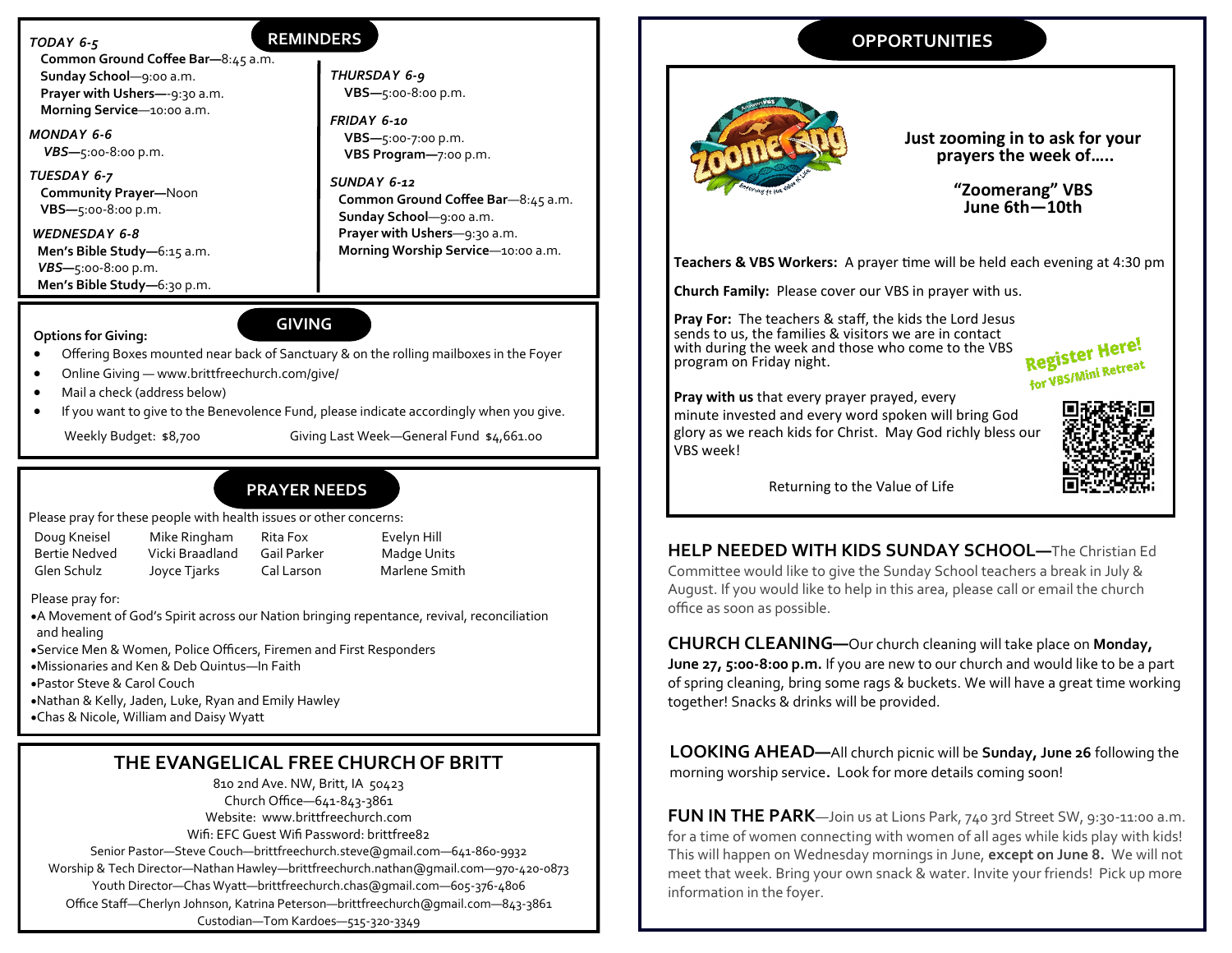## REMINDERS

*TODAY 6-5*
**Common Ground Coffee Bar**—8:45 a.m.
**Sunday School**—9:00 a.m.
**Prayer with Ushers**—-9:30 a.m.
**Morning Service**—10:00 a.m.

*MONDAY 6-6*
*VBS*—5:00-8:00 p.m.

*TUESDAY 6-7*
**Community Prayer**—Noon
**VBS**—5:00-8:00 p.m.

*WEDNESDAY 6-8*
**Men's Bible Study**—6:15 a.m.
*VBS*—5:00-8:00 p.m.
**Men's Bible Study**—6:30 p.m.

*THURSDAY 6-9*
**VBS**—5:00-8:00 p.m.

*FRIDAY 6-10*
**VBS**—5:00-7:00 p.m.
**VBS Program**—7:00 p.m.

*SUNDAY 6-12*
**Common Ground Coffee Bar**—8:45 a.m.
**Sunday School**—9:00 a.m.
**Prayer with Ushers**—9:30 a.m.
**Morning Worship Service**—10:00 a.m.

## GIVING

**Options for Giving:**

- Offering Boxes mounted near back of Sanctuary & on the rolling mailboxes in the Foyer
- Online Giving — www.brittfreechurch.com/give/
- Mail a check (address below)
- If you want to give to the Benevolence Fund, please indicate accordingly when you give.

Weekly Budget: $8,700 Giving Last Week—General Fund $4,661.00

## PRAYER NEEDS

Please pray for these people with health issues or other concerns:

| | | | |
|---|---|---|---|
| Doug Kneisel | Mike Ringham | Rita Fox | Evelyn Hill |
| Bertie Nedved | Vicki Braadland | Gail Parker | Madge Units |
| Glen Schulz | Joyce Tjarks | Cal Larson | Marlene Smith |

Please pray for:

- A Movement of God's Spirit across our Nation bringing repentance, revival, reconciliation and healing
- Service Men & Women, Police Officers, Firemen and First Responders
- Missionaries and Ken & Deb Quintus—In Faith
- Pastor Steve & Carol Couch
- Nathan & Kelly, Jaden, Luke, Ryan and Emily Hawley
- Chas & Nicole, William and Daisy Wyatt

## THE EVANGELICAL FREE CHURCH OF BRITT

810 2nd Ave. NW, Britt, IA 50423
Church Office—641-843-3861
Website: www.brittfreechurch.com
Wifi: EFC Guest Wifi Password: brittfree82
Senior Pastor—Steve Couch—brittfreechurch.steve@gmail.com—641-860-9932
Worship & Tech Director—Nathan Hawley—brittfreechurch.nathan@gmail.com—970-420-0873
Youth Director—Chas Wyatt—brittfreechurch.chas@gmail.com—605-376-4806
Office Staff—Cherlyn Johnson, Katrina Peterson—brittfreechurch@gmail.com—843-3861
Custodian—Tom Kardoes—515-320-3349

## OPPORTUNITIES

**Just zooming in to ask for your prayers the week of.....**

**"Zoomerang" VBS**
**June 6th—10th**

**Teachers & VBS Workers:** A prayer time will be held each evening at 4:30 pm

**Church Family:** Please cover our VBS in prayer with us.

**Pray For:** The teachers & staff, the kids the Lord Jesus sends to us, the families & visitors we are in contact with during the week and those who come to the VBS program on Friday night.

**Register Here!** for VBS/Mini Retreat

**Pray with us** that every prayer prayed, every minute invested and every word spoken will bring God glory as we reach kids for Christ. May God richly bless our VBS week!

Returning to the Value of Life

**HELP NEEDED WITH KIDS SUNDAY SCHOOL—**The Christian Ed Committee would like to give the Sunday School teachers a break in July & August. If you would like to help in this area, please call or email the church office as soon as possible.

**CHURCH CLEANING—**Our church cleaning will take place on **Monday, June 27, 5:00-8:00 p.m.** If you are new to our church and would like to be a part of spring cleaning, bring some rags & buckets. We will have a great time working together! Snacks & drinks will be provided.

**LOOKING AHEAD—**All church picnic will be **Sunday, June 26** following the morning worship service**.** Look for more details coming soon!

**FUN IN THE PARK**—Join us at Lions Park, 740 3rd Street SW, 9:30-11:00 a.m. for a time of women connecting with women of all ages while kids play with kids! This will happen on Wednesday mornings in June, **except on June 8.** We will not meet that week. Bring your own snack & water. Invite your friends! Pick up more information in the foyer.